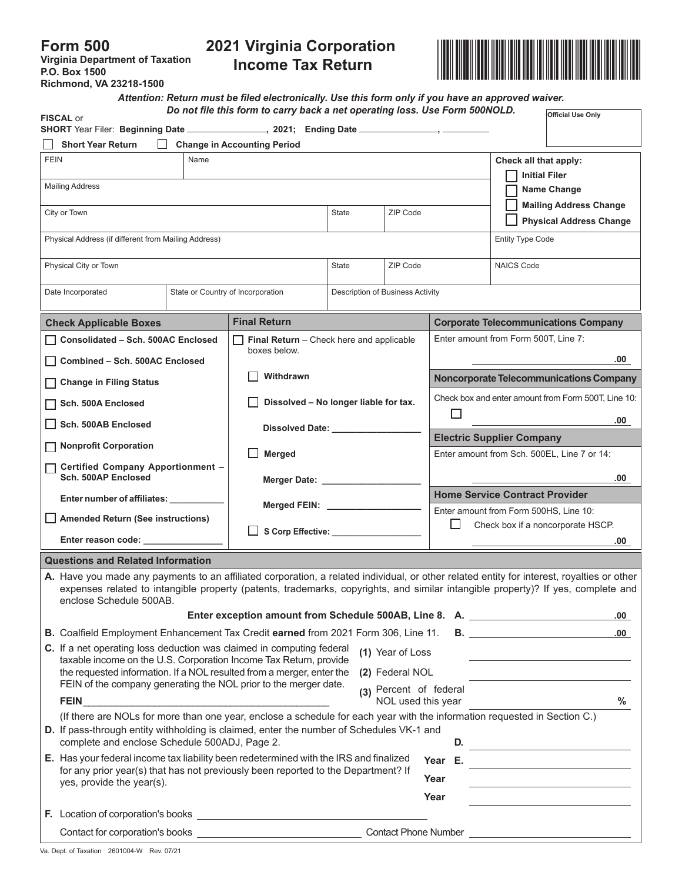# Form 500

**Virginia Department of Taxation**
**P.O. Box 1500**
**Richmond, VA 23218-1500**

## 2021 Virginia Corporation Income Tax Return

***Attention: Return must be filed electronically. Use this form only if you have an approved waiver.***
***Do not file this form to carry back a net operating loss. Use Form 500NOLD.***

**FISCAL** or
**SHORT** Year Filer: **Beginning Date** ______________, **2021; Ending Date** ______________, ________

Official Use Only

☐ **Short Year Return** ☐ **Change in Accounting Period**

| | | | | |
|---|---|---|---|---|
| FEIN | Name | | | Check all that apply: ☐ **Initial Filer** ☐ **Name Change** ☐ **Mailing Address Change** ☐ **Physical Address Change** |
| Mailing Address | | | | |
| City or Town | | State | ZIP Code | |
| Physical Address (if different from Mailing Address) | | | | Entity Type Code |
| Physical City or Town | | State | ZIP Code | NAICS Code |
| Date Incorporated | State or Country of Incorporation | Description of Business Activity | | |

### Check Applicable Boxes

- ☐ **Consolidated – Sch. 500AC Enclosed**
- ☐ **Combined – Sch. 500AC Enclosed**
- ☐ **Change in Filing Status**
- ☐ **Sch. 500A Enclosed**
- ☐ **Sch. 500AB Enclosed**
- ☐ **Nonprofit Corporation**
- ☐ **Certified Company Apportionment – Sch. 500AP Enclosed**
- **Enter number of affiliates:** __________
- ☐ **Amended Return (See instructions)**
- **Enter reason code:** ______________

### Final Return

- ☐ **Final Return** – Check here and applicable boxes below.
- ☐ **Withdrawn**
- ☐ **Dissolved – No longer liable for tax.**
  - **Dissolved Date:** ______________
- ☐ **Merged**
  - **Merger Date:** ______________
  - **Merged FEIN:** ______________
- ☐ **S Corp Effective:** ______________

### Corporate Telecommunications Company

Enter amount from Form 500T, Line 7: ______________ .00

### Noncorporate Telecommunications Company

Check box and enter amount from Form 500T, Line 10:
☐ ______________ .00

### Electric Supplier Company

Enter amount from Sch. 500EL, Line 7 or 14: ______________ .00

### Home Service Contract Provider

Enter amount from Form 500HS, Line 10:
☐ Check box if a noncorporate HSCP. ______________ .00

### Questions and Related Information

**A.** Have you made any payments to an affiliated corporation, a related individual, or other related entity for interest, royalties or other expenses related to intangible property (patents, trademarks, copyrights, and similar intangible property)? If yes, complete and enclose Schedule 500AB.

**Enter exception amount from Schedule 500AB, Line 8. A.** ______________ .00

**B.** Coalfield Employment Enhancement Tax Credit **earned** from 2021 Form 306, Line 11. **B.** ______________ .00

**C.** If a net operating loss deduction was claimed in computing federal taxable income on the U.S. Corporation Income Tax Return, provide the requested information. If a NOL resulted from a merger, enter the FEIN of the company generating the NOL prior to the merger date.

**FEIN** ______________________________

**(1)** Year of Loss ______________
**(2)** Federal NOL ______________
**(3)** Percent of federal NOL used this year ______________ %

(If there are NOLs for more than one year, enclose a schedule for each year with the information requested in Section C.)

**D.** If pass-through entity withholding is claimed, enter the number of Schedules VK-1 and complete and enclose Schedule 500ADJ, Page 2. **D.** ______________

**E.** Has your federal income tax liability been redetermined with the IRS and finalized for any prior year(s) that has not previously been reported to the Department? If yes, provide the year(s).

**Year E.** ______________
**Year** ______________
**Year** ______________

**F.** Location of corporation's books ______________________________

Contact for corporation's books ______________________ Contact Phone Number ______________________

Va. Dept. of Taxation 2601004-W Rev. 07/21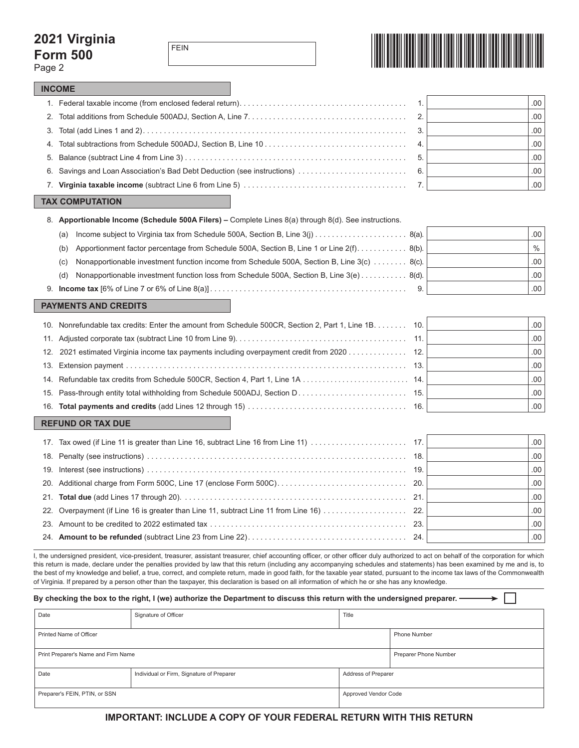# 2021 Virginia Form 500

Page 2

FEIN

## INCOME

| | | |
|---|---|---|
| 1. Federal taxable income (from enclosed federal return) | 1. | .00 |
| 2. Total additions from Schedule 500ADJ, Section A, Line 7 | 2. | .00 |
| 3. Total (add Lines 1 and 2) | 3. | .00 |
| 4. Total subtractions from Schedule 500ADJ, Section B, Line 10 | 4. | .00 |
| 5. Balance (subtract Line 4 from Line 3) | 5. | .00 |
| 6. Savings and Loan Association's Bad Debt Deduction (see instructions) | 6. | .00 |
| 7. **Virginia taxable income** (subtract Line 6 from Line 5) | 7. | .00 |

## TAX COMPUTATION

8. **Apportionable Income (Schedule 500A Filers) –** Complete Lines 8(a) through 8(d). See instructions.

| | | |
|---|---|---|
| (a) Income subject to Virginia tax from Schedule 500A, Section B, Line 3(j) | 8(a). | .00 |
| (b) Apportionment factor percentage from Schedule 500A, Section B, Line 1 or Line 2(f) | 8(b). | % |
| (c) Nonapportionable investment function income from Schedule 500A, Section B, Line 3(c) | 8(c). | .00 |
| (d) Nonapportionable investment function loss from Schedule 500A, Section B, Line 3(e) | 8(d). | .00 |
| 9. **Income tax** [6% of Line 7 or 6% of Line 8(a)] | 9. | .00 |

## PAYMENTS AND CREDITS

| | | |
|---|---|---|
| 10. Nonrefundable tax credits: Enter the amount from Schedule 500CR, Section 2, Part 1, Line 1B | 10. | .00 |
| 11. Adjusted corporate tax (subtract Line 10 from Line 9) | 11. | .00 |
| 12. 2021 estimated Virginia income tax payments including overpayment credit from 2020 | 12. | .00 |
| 13. Extension payment | 13. | .00 |
| 14. Refundable tax credits from Schedule 500CR, Section 4, Part 1, Line 1A | 14. | .00 |
| 15. Pass-through entity total withholding from Schedule 500ADJ, Section D | 15. | .00 |
| 16. **Total payments and credits** (add Lines 12 through 15) | 16. | .00 |

## REFUND OR TAX DUE

| | | |
|---|---|---|
| 17. Tax owed (if Line 11 is greater than Line 16, subtract Line 16 from Line 11) | 17. | .00 |
| 18. Penalty (see instructions) | 18. | .00 |
| 19. Interest (see instructions) | 19. | .00 |
| 20. Additional charge from Form 500C, Line 17 (enclose Form 500C) | 20. | .00 |
| 21. **Total due** (add Lines 17 through 20) | 21. | .00 |
| 22. Overpayment (if Line 16 is greater than Line 11, subtract Line 11 from Line 16) | 22. | .00 |
| 23. Amount to be credited to 2022 estimated tax | 23. | .00 |
| 24. **Amount to be refunded** (subtract Line 23 from Line 22) | 24. | .00 |

I, the undersigned president, vice-president, treasurer, assistant treasurer, chief accounting officer, or other officer duly authorized to act on behalf of the corporation for which this return is made, declare under the penalties provided by law that this return (including any accompanying schedules and statements) has been examined by me and is, to the best of my knowledge and belief, a true, correct, and complete return, made in good faith, for the taxable year stated, pursuant to the income tax laws of the Commonwealth of Virginia. If prepared by a person other than the taxpayer, this declaration is based on all information of which he or she has any knowledge.

**By checking the box to the right, I (we) authorize the Department to discuss this return with the undersigned preparer.** ☐

| | | | |
|---|---|---|---|
| Date | Signature of Officer | Title | |
| Printed Name of Officer | | | Phone Number |
| Print Preparer's Name and Firm Name | | | Preparer Phone Number |
| Date | Individual or Firm, Signature of Preparer | Address of Preparer | |
| Preparer's FEIN, PTIN, or SSN | | Approved Vendor Code | |

**IMPORTANT: INCLUDE A COPY OF YOUR FEDERAL RETURN WITH THIS RETURN**